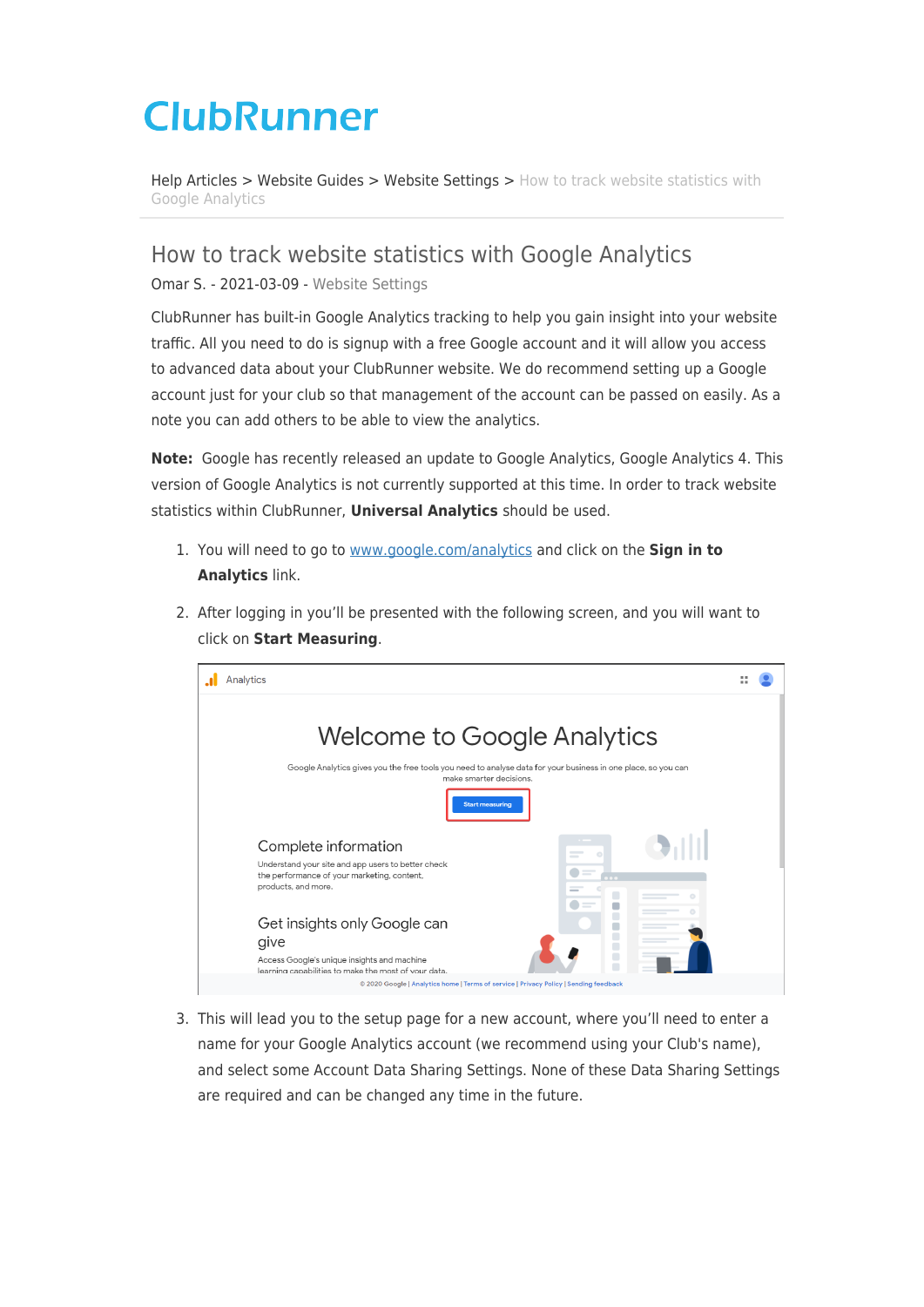ClubRunner

Help Articles > Website Guides > Website Settings > How to track website statistics with Google Analytics

# How to track website statistics with Google Analytics

Omar S. - 2021-03-09 - Website Settings

ClubRunner has built-in Google Analytics tracking to help you gain insight into your website traffic. All you need to do is signup with a free Google account and it will allow you access to advanced data about your ClubRunner website. We do recommend setting up a Google account just for your club so that management of the account can be passed on easily. As a note you can add others to be able to view the analytics.

**Note:** Google has recently released an update to Google Analytics, Google Analytics 4. This version of Google Analytics is not currently supported at this time. In order to track website statistics within ClubRunner, **Universal Analytics** should be used.

1. You will need to go to [www.google.com/analytics](www.google.com/analytics) and click on the **Sign in to Analytics** link.
2. After logging in you'll be presented with the following screen, and you will want to click on **Start Measuring**.
3. This will lead you to the setup page for a new account, where you'll need to enter a name for your Google Analytics account (we recommend using your Club's name), and select some Account Data Sharing Settings. None of these Data Sharing Settings are required and can be changed any time in the future.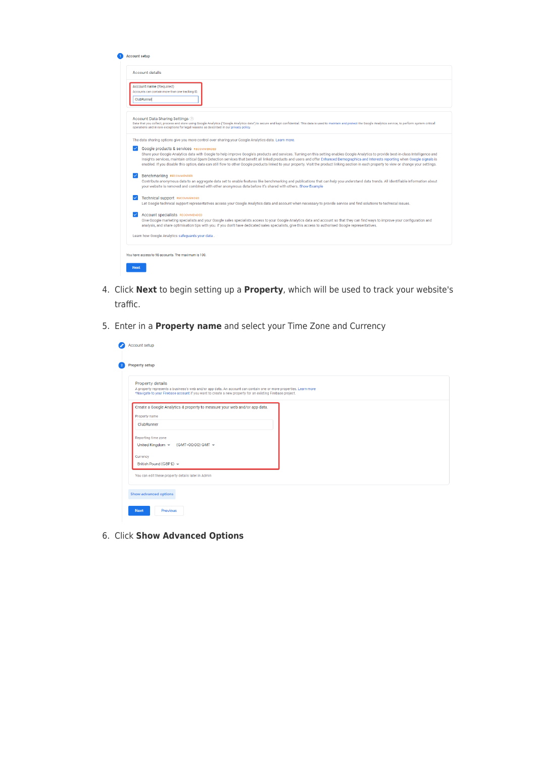4. Click **Next** to begin setting up a **Property**, which will be used to track your website's traffic.
5. Enter in a **Property name** and select your Time Zone and Currency
6. Click **Show Advanced Options**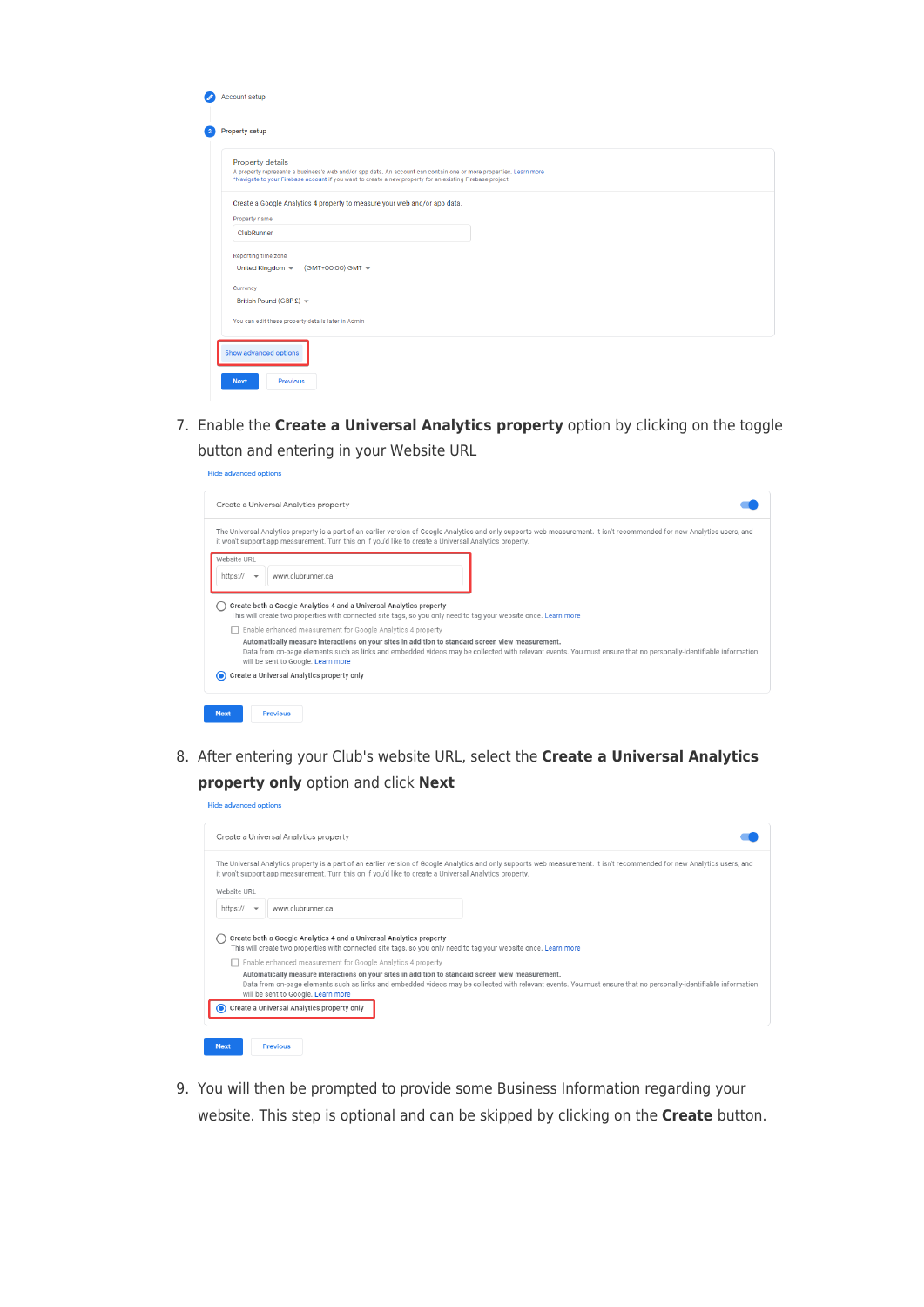Account setup

Property setup

Property details

A property represents a business's web and/or app data. An account can contain one or more properties. Learn more
*Navigate to your Firebase account if you want to create a new property for an existing Firebase project.

Create a Google Analytics 4 property to measure your web and/or app data.

Property name

ClubRunner

Reporting time zone

United Kingdom (GMT+00:00) GMT

Currency

British Pound (GBP £)

You can edit these property details later in Admin

Show advanced options

Next Previous

7. Enable the **Create a Universal Analytics property** option by clicking on the toggle button and entering in your Website URL

Hide advanced options

Create a Universal Analytics property

The Universal Analytics property is a part of an earlier version of Google Analytics and only supports web measurement. It isn't recommended for new Analytics users, and it won't support app measurement. Turn this on if you'd like to create a Universal Analytics property.

Website URL

https:// www.clubrunner.ca

Create both a Google Analytics 4 and a Universal Analytics property
This will create two properties with connected site tags, so you only need to tag your website once. Learn more

Enable enhanced measurement for Google Analytics 4 property
**Automatically measure interactions on your sites in addition to standard screen view measurement.**
Data from on-page elements such as links and embedded videos may be collected with relevant events. You must ensure that no personally-identifiable information will be sent to Google. Learn more

Create a Universal Analytics property only

Next Previous

8. After entering your Club's website URL, select the **Create a Universal Analytics property only** option and click **Next**

Hide advanced options

Create a Universal Analytics property

The Universal Analytics property is a part of an earlier version of Google Analytics and only supports web measurement. It isn't recommended for new Analytics users, and it won't support app measurement. Turn this on if you'd like to create a Universal Analytics property.

Website URL

https:// www.clubrunner.ca

Create both a Google Analytics 4 and a Universal Analytics property
This will create two properties with connected site tags, so you only need to tag your website once. Learn more

Enable enhanced measurement for Google Analytics 4 property
**Automatically measure interactions on your sites in addition to standard screen view measurement.**
Data from on-page elements such as links and embedded videos may be collected with relevant events. You must ensure that no personally-identifiable information will be sent to Google. Learn more

Create a Universal Analytics property only

Next Previous

9. You will then be prompted to provide some Business Information regarding your website. This step is optional and can be skipped by clicking on the **Create** button.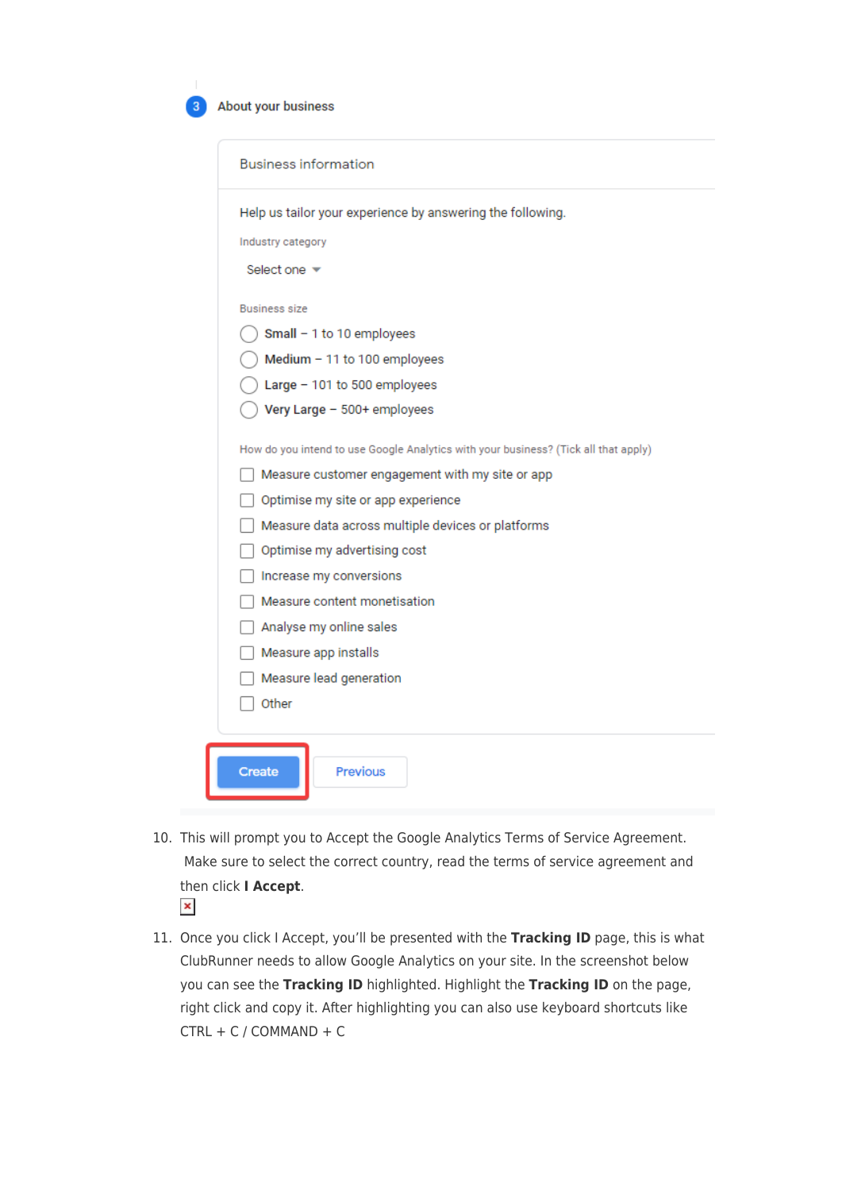3 About your business

Business information

Help us tailor your experience by answering the following.

Industry category

Select one

Business size

- Small – 1 to 10 employees
- Medium – 11 to 100 employees
- Large – 101 to 500 employees
- Very Large – 500+ employees

How do you intend to use Google Analytics with your business? (Tick all that apply)

- Measure customer engagement with my site or app
- Optimise my site or app experience
- Measure data across multiple devices or platforms
- Optimise my advertising cost
- Increase my conversions
- Measure content monetisation
- Analyse my online sales
- Measure app installs
- Measure lead generation
- Other

Create Previous

10. This will prompt you to Accept the Google Analytics Terms of Service Agreement. Make sure to select the correct country, read the terms of service agreement and then click **I Accept**.

11. Once you click I Accept, you'll be presented with the **Tracking ID** page, this is what ClubRunner needs to allow Google Analytics on your site. In the screenshot below you can see the **Tracking ID** highlighted. Highlight the **Tracking ID** on the page, right click and copy it. After highlighting you can also use keyboard shortcuts like CTRL + C / COMMAND + C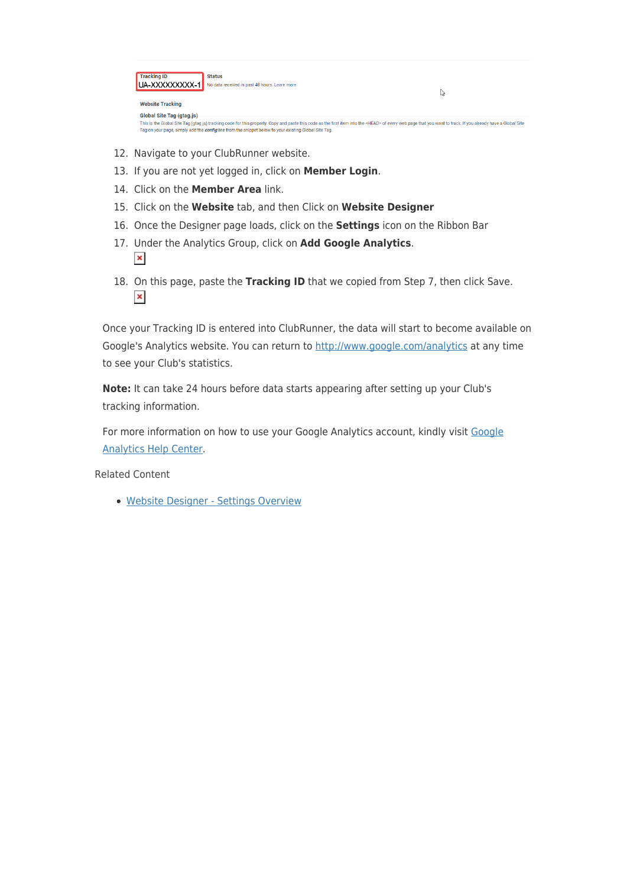12. Navigate to your ClubRunner website.
13. If you are not yet logged in, click on **Member Login**.
14. Click on the **Member Area** link.
15. Click on the **Website** tab, and then Click on **Website Designer**
16. Once the Designer page loads, click on the **Settings** icon on the Ribbon Bar
17. Under the Analytics Group, click on **Add Google Analytics**.
18. On this page, paste the **Tracking ID** that we copied from Step 7, then click Save.

Once your Tracking ID is entered into ClubRunner, the data will start to become available on Google's Analytics website. You can return to http://www.google.com/analytics at any time to see your Club's statistics.

**Note:** It can take 24 hours before data starts appearing after setting up your Club's tracking information.

For more information on how to use your Google Analytics account, kindly visit Google Analytics Help Center.

Related Content

- Website Designer - Settings Overview